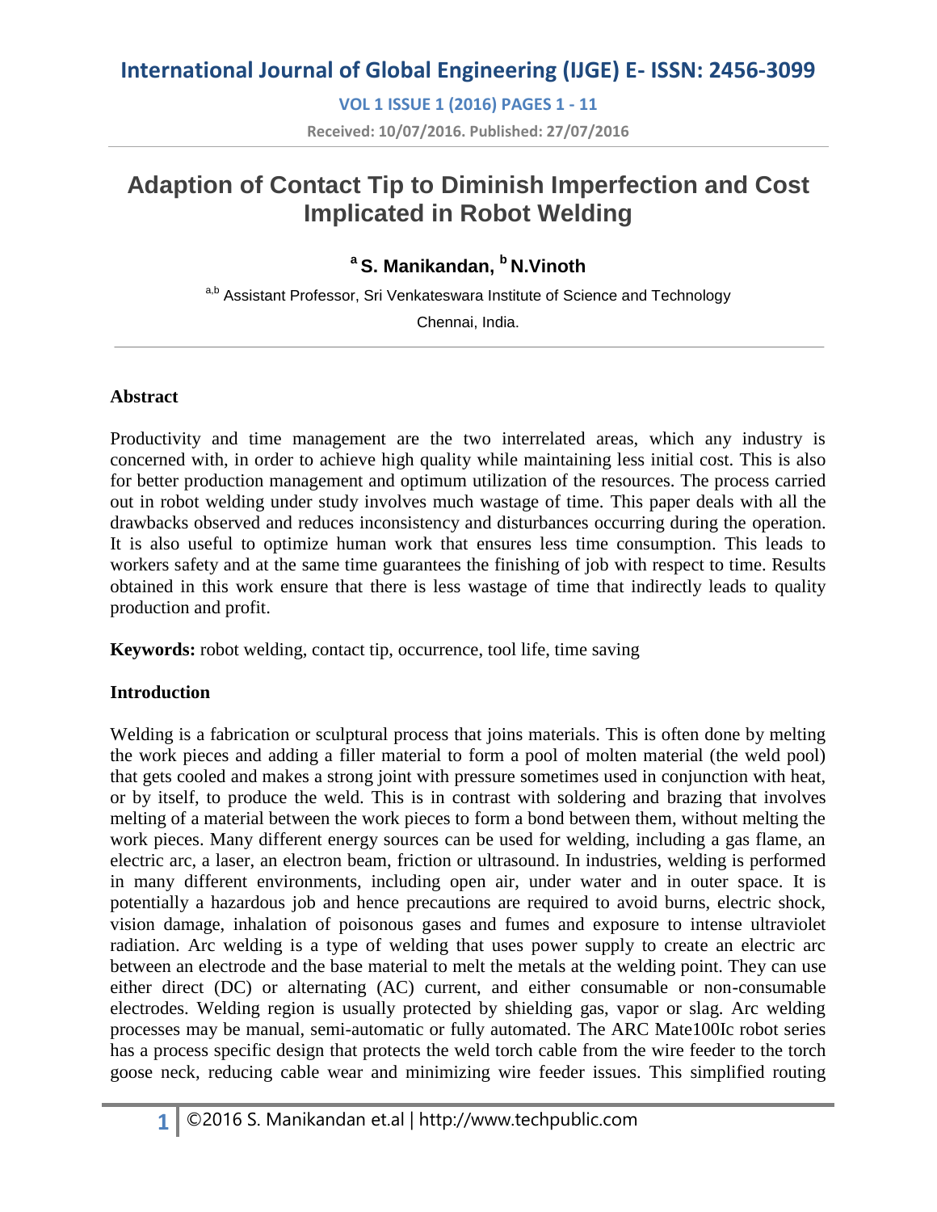# Adaption of Contact Tip to Diminish Imperfection and Cost Implicated in Robot Welding

**[a] S. Manikandan, [b] N.Vinoth**

[a,b] Assistant Professor, Sri Venkateswara Institute of Science and Technology

Chennai, India.

---

### Abstract

Productivity and time management are the two interrelated areas, which any industry is concerned with, in order to achieve high quality while maintaining less initial cost. This is also for better production management and optimum utilization of the resources. The process carried out in robot welding under study involves much wastage of time. This paper deals with all the drawbacks observed and reduces inconsistency and disturbances occurring during the operation. It is also useful to optimize human work that ensures less time consumption. This leads to workers safety and at the same time guarantees the finishing of job with respect to time. Results obtained in this work ensure that there is less wastage of time that indirectly leads to quality production and profit.

**Keywords:** robot welding, contact tip, occurrence, tool life, time saving

### Introduction

Welding is a fabrication or sculptural process that joins materials. This is often done by melting the work pieces and adding a filler material to form a pool of molten material (the weld pool) that gets cooled and makes a strong joint with pressure sometimes used in conjunction with heat, or by itself, to produce the weld. This is in contrast with soldering and brazing that involves melting of a material between the work pieces to form a bond between them, without melting the work pieces. Many different energy sources can be used for welding, including a gas flame, an electric arc, a laser, an electron beam, friction or ultrasound. In industries, welding is performed in many different environments, including open air, under water and in outer space. It is potentially a hazardous job and hence precautions are required to avoid burns, electric shock, vision damage, inhalation of poisonous gases and fumes and exposure to intense ultraviolet radiation. Arc welding is a type of welding that uses power supply to create an electric arc between an electrode and the base material to melt the metals at the welding point. They can use either direct (DC) or alternating (AC) current, and either consumable or non-consumable electrodes. Welding region is usually protected by shielding gas, vapor or slag. Arc welding processes may be manual, semi-automatic or fully automated. The ARC Mate100Ic robot series has a process specific design that protects the weld torch cable from the wire feeder to the torch goose neck, reducing cable wear and minimizing wire feeder issues. This simplified routing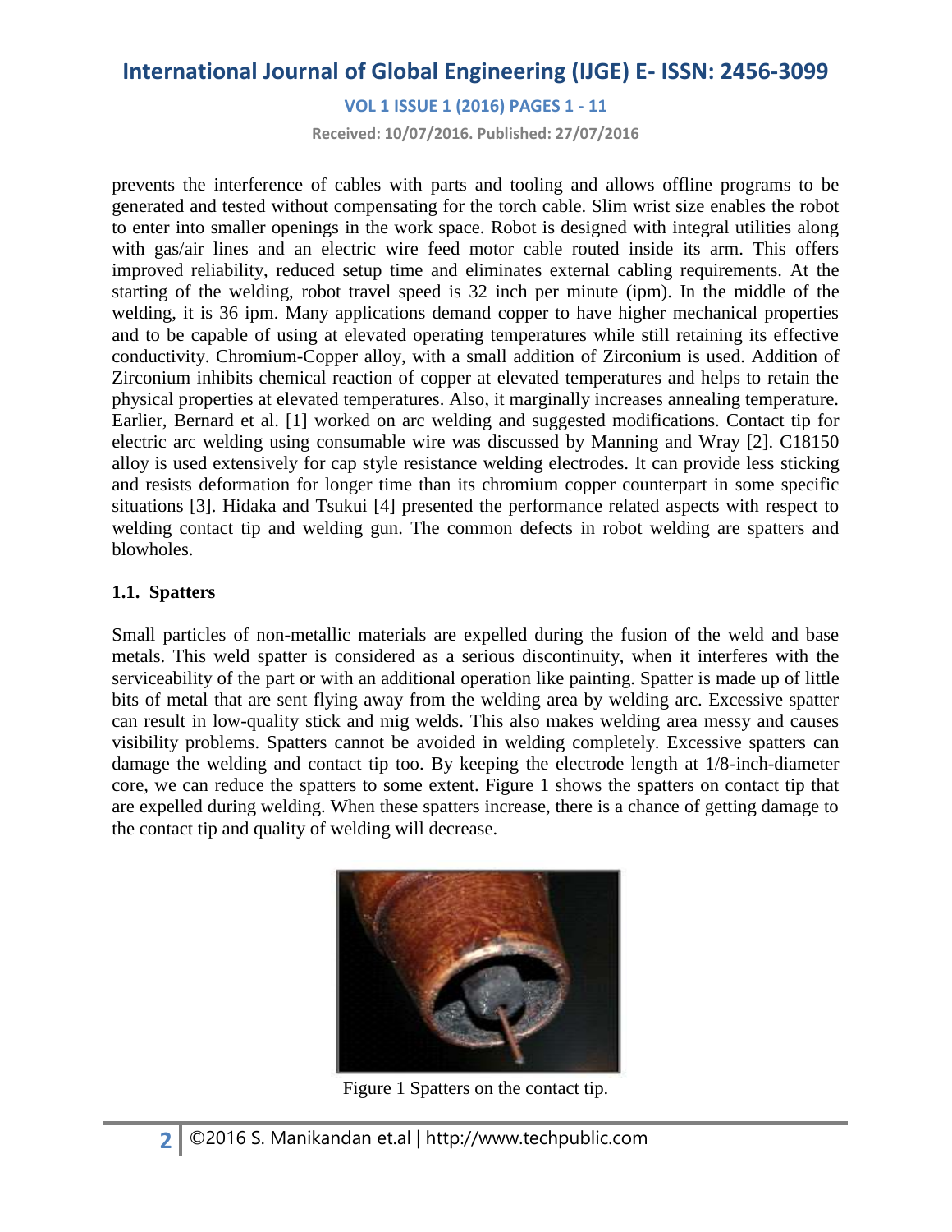prevents the interference of cables with parts and tooling and allows offline programs to be generated and tested without compensating for the torch cable. Slim wrist size enables the robot to enter into smaller openings in the work space. Robot is designed with integral utilities along with gas/air lines and an electric wire feed motor cable routed inside its arm. This offers improved reliability, reduced setup time and eliminates external cabling requirements. At the starting of the welding, robot travel speed is 32 inch per minute (ipm). In the middle of the welding, it is 36 ipm. Many applications demand copper to have higher mechanical properties and to be capable of using at elevated operating temperatures while still retaining its effective conductivity. Chromium-Copper alloy, with a small addition of Zirconium is used. Addition of Zirconium inhibits chemical reaction of copper at elevated temperatures and helps to retain the physical properties at elevated temperatures. Also, it marginally increases annealing temperature. Earlier, Bernard et al. [1] worked on arc welding and suggested modifications. Contact tip for electric arc welding using consumable wire was discussed by Manning and Wray [2]. C18150 alloy is used extensively for cap style resistance welding electrodes. It can provide less sticking and resists deformation for longer time than its chromium copper counterpart in some specific situations [3]. Hidaka and Tsukui [4] presented the performance related aspects with respect to welding contact tip and welding gun. The common defects in robot welding are spatters and blowholes.

### 1.1. Spatters

Small particles of non-metallic materials are expelled during the fusion of the weld and base metals. This weld spatter is considered as a serious discontinuity, when it interferes with the serviceability of the part or with an additional operation like painting. Spatter is made up of little bits of metal that are sent flying away from the welding area by welding arc. Excessive spatter can result in low-quality stick and mig welds. This also makes welding area messy and causes visibility problems. Spatters cannot be avoided in welding completely. Excessive spatters can damage the welding and contact tip too. By keeping the electrode length at 1/8-inch-diameter core, we can reduce the spatters to some extent. Figure 1 shows the spatters on contact tip that are expelled during welding. When these spatters increase, there is a chance of getting damage to the contact tip and quality of welding will decrease.

Figure 1 Spatters on the contact tip.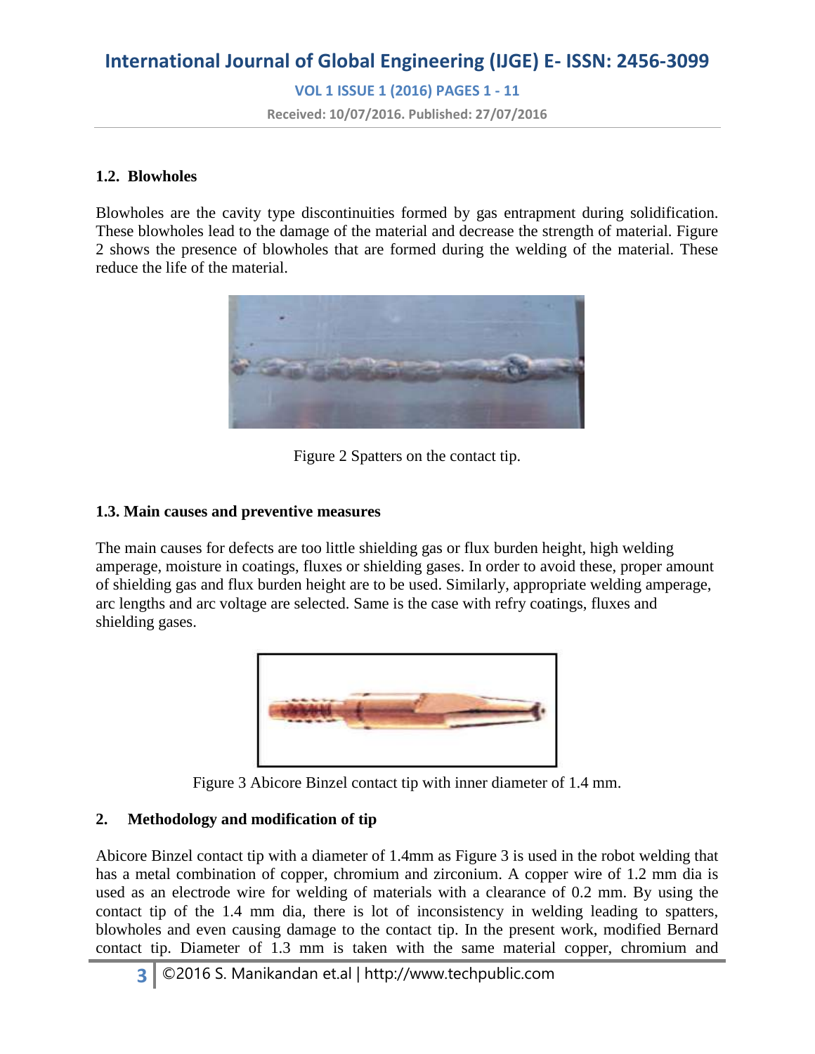### 1.2. Blowholes

Blowholes are the cavity type discontinuities formed by gas entrapment during solidification. These blowholes lead to the damage of the material and decrease the strength of material. Figure 2 shows the presence of blowholes that are formed during the welding of the material. These reduce the life of the material.

Figure 2 Spatters on the contact tip.

### 1.3. Main causes and preventive measures

The main causes for defects are too little shielding gas or flux burden height, high welding amperage, moisture in coatings, fluxes or shielding gases. In order to avoid these, proper amount of shielding gas and flux burden height are to be used. Similarly, appropriate welding amperage, arc lengths and arc voltage are selected. Same is the case with refry coatings, fluxes and shielding gases.

Figure 3 Abicore Binzel contact tip with inner diameter of 1.4 mm.

## 2. Methodology and modification of tip

Abicore Binzel contact tip with a diameter of 1.4mm as Figure 3 is used in the robot welding that has a metal combination of copper, chromium and zirconium. A copper wire of 1.2 mm dia is used as an electrode wire for welding of materials with a clearance of 0.2 mm. By using the contact tip of the 1.4 mm dia, there is lot of inconsistency in welding leading to spatters, blowholes and even causing damage to the contact tip. In the present work, modified Bernard contact tip. Diameter of 1.3 mm is taken with the same material copper, chromium and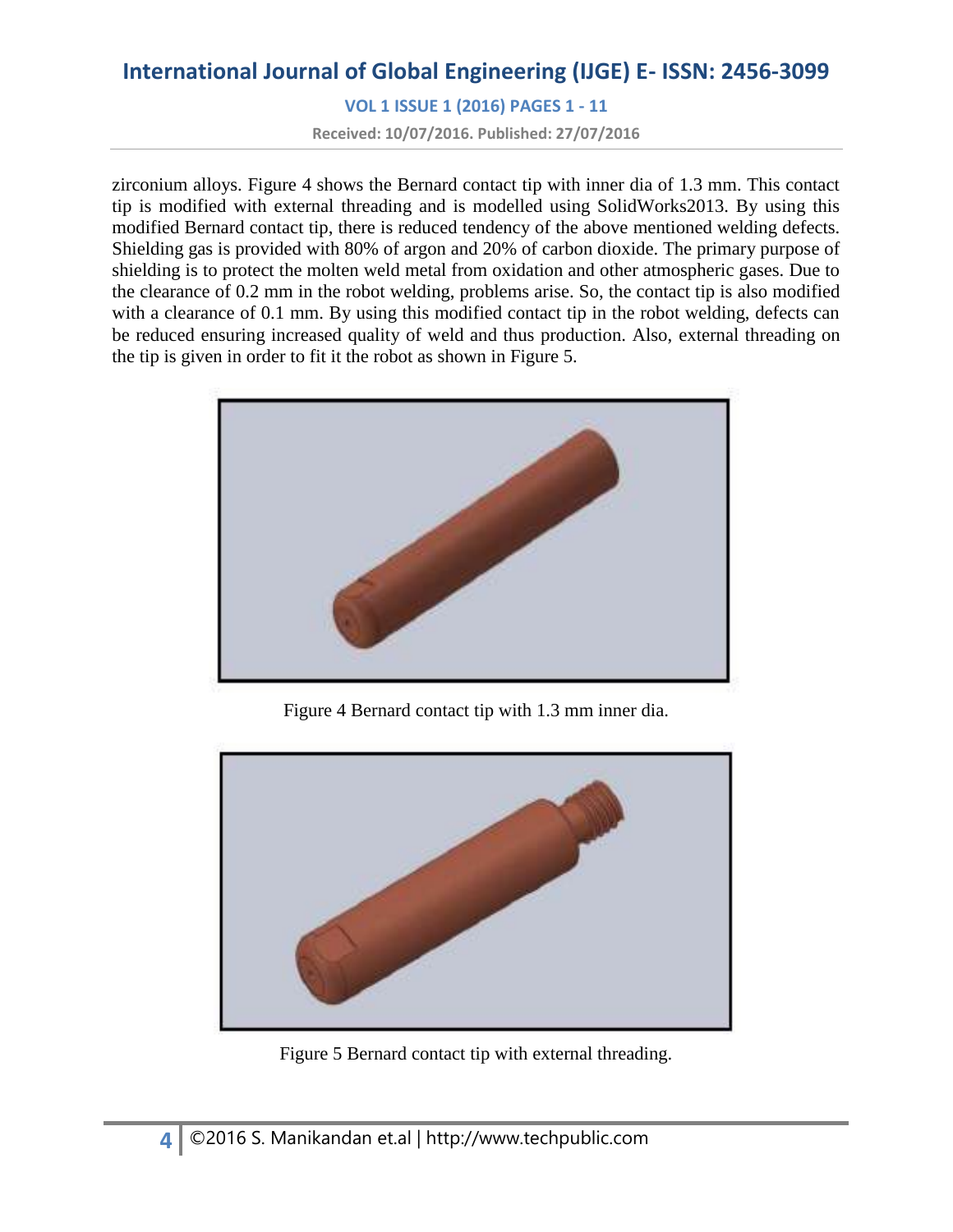zirconium alloys. Figure 4 shows the Bernard contact tip with inner dia of 1.3 mm. This contact tip is modified with external threading and is modelled using SolidWorks2013. By using this modified Bernard contact tip, there is reduced tendency of the above mentioned welding defects. Shielding gas is provided with 80% of argon and 20% of carbon dioxide. The primary purpose of shielding is to protect the molten weld metal from oxidation and other atmospheric gases. Due to the clearance of 0.2 mm in the robot welding, problems arise. So, the contact tip is also modified with a clearance of 0.1 mm. By using this modified contact tip in the robot welding, defects can be reduced ensuring increased quality of weld and thus production. Also, external threading on the tip is given in order to fit it the robot as shown in Figure 5.

Figure 4 Bernard contact tip with 1.3 mm inner dia.

Figure 5 Bernard contact tip with external threading.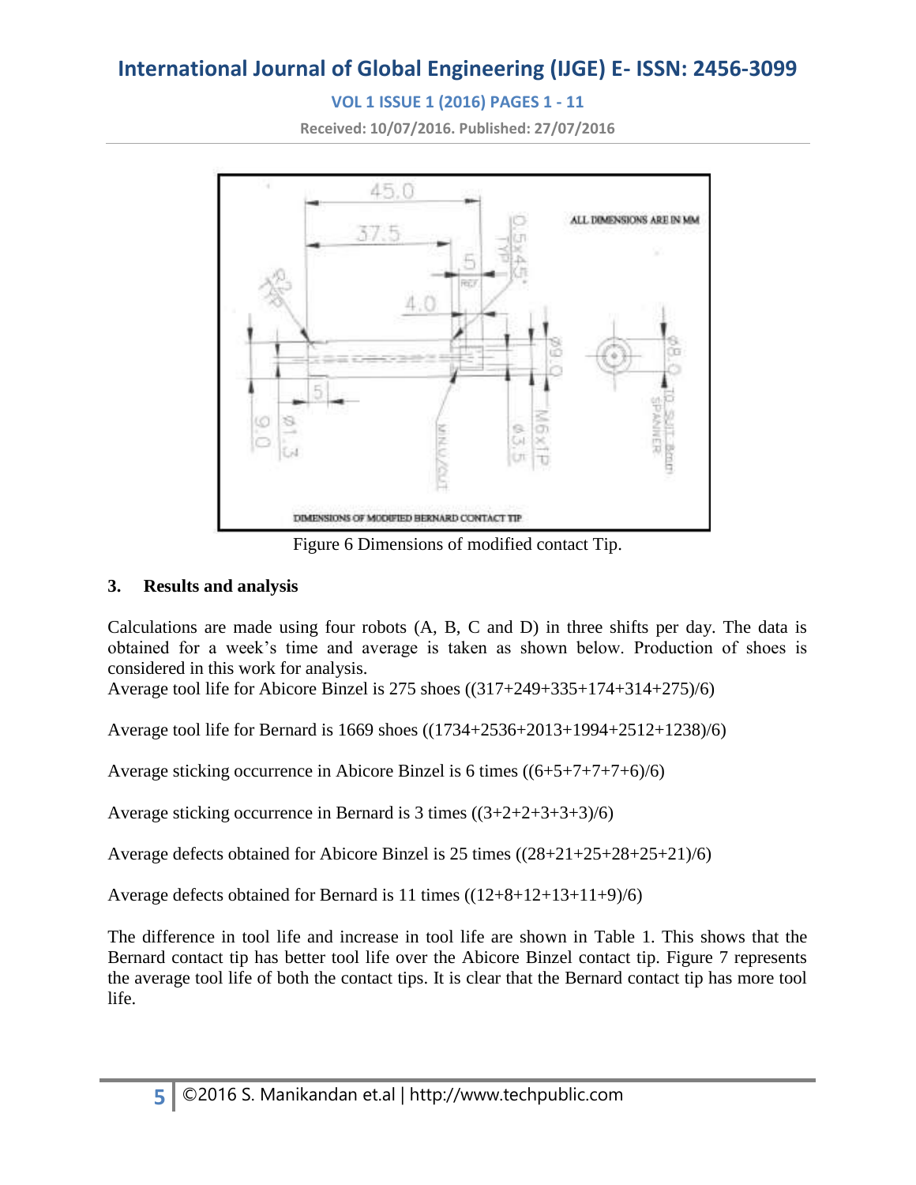Figure 6 Dimensions of modified contact Tip.

## 3. Results and analysis

Calculations are made using four robots (A, B, C and D) in three shifts per day. The data is obtained for a week's time and average is taken as shown below. Production of shoes is considered in this work for analysis.

Average tool life for Abicore Binzel is 275 shoes ((317+249+335+174+314+275)/6)

Average tool life for Bernard is 1669 shoes ((1734+2536+2013+1994+2512+1238)/6)

Average sticking occurrence in Abicore Binzel is 6 times ((6+5+7+7+7+6)/6)

Average sticking occurrence in Bernard is 3 times ((3+2+2+3+3+3)/6)

Average defects obtained for Abicore Binzel is 25 times ((28+21+25+28+25+21)/6)

Average defects obtained for Bernard is 11 times ((12+8+12+13+11+9)/6)

The difference in tool life and increase in tool life are shown in Table 1. This shows that the Bernard contact tip has better tool life over the Abicore Binzel contact tip. Figure 7 represents the average tool life of both the contact tips. It is clear that the Bernard contact tip has more tool life.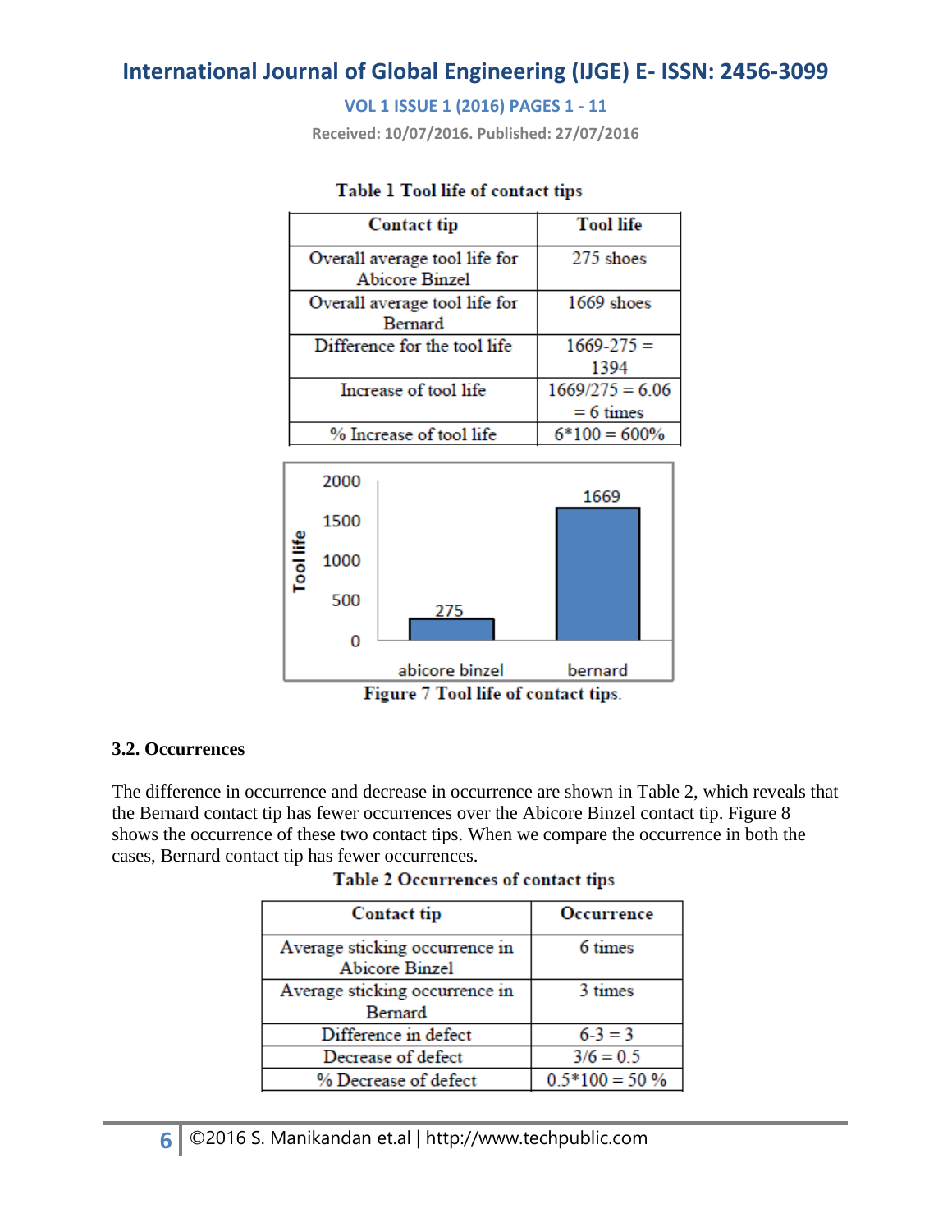Table 1 Tool life of contact tips

| Contact tip | Tool life |
| --- | --- |
| Overall average tool life for Abicore Binzel | 275 shoes |
| Overall average tool life for Bernard | 1669 shoes |
| Difference for the tool life | 1669-275 = 1394 |
| Increase of tool life | 1669/275 = 6.06 = 6 times |
| % Increase of tool life | 6*100 = 600% |

Figure 7 Tool life of contact tips.

### 3.2. Occurrences

The difference in occurrence and decrease in occurrence are shown in Table 2, which reveals that the Bernard contact tip has fewer occurrences over the Abicore Binzel contact tip. Figure 8 shows the occurrence of these two contact tips. When we compare the occurrence in both the cases, Bernard contact tip has fewer occurrences.

Table 2 Occurrences of contact tips

| Contact tip | Occurrence |
| --- | --- |
| Average sticking occurrence in Abicore Binzel | 6 times |
| Average sticking occurrence in Bernard | 3 times |
| Difference in defect | 6-3 = 3 |
| Decrease of defect | 3/6 = 0.5 |
| % Decrease of defect | 0.5*100 = 50 % |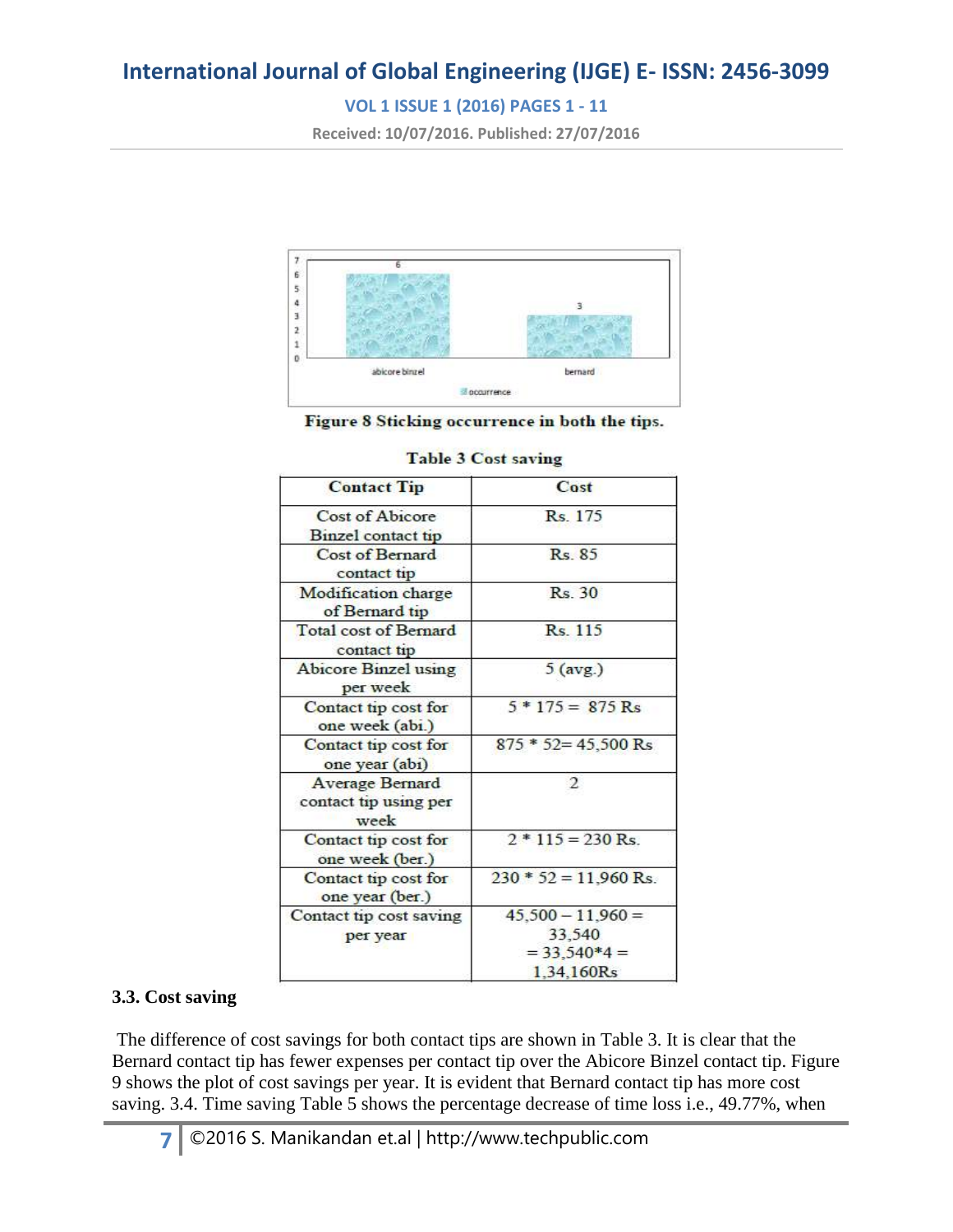Figure 8 Sticking occurrence in both the tips.

Table 3 Cost saving

| Contact Tip | Cost |
|---|---|
| Cost of Abicore Binzel contact tip | Rs. 175 |
| Cost of Bernard contact tip | Rs. 85 |
| Modification charge of Bernard tip | Rs. 30 |
| Total cost of Bernard contact tip | Rs. 115 |
| Abicore Binzel using per week | 5 (avg.) |
| Contact tip cost for one week (abi.) | 5 * 175 = 875 Rs |
| Contact tip cost for one year (abi) | 875 * 52= 45,500 Rs |
| Average Bernard contact tip using per week | 2 |
| Contact tip cost for one week (ber.) | 2 * 115 = 230 Rs. |
| Contact tip cost for one year (ber.) | 230 * 52 = 11,960 Rs. |
| Contact tip cost saving per year | 45,500 – 11,960 = 33,540 = 33,540*4 = 1,34,160Rs |

### 3.3. Cost saving

The difference of cost savings for both contact tips are shown in Table 3. It is clear that the Bernard contact tip has fewer expenses per contact tip over the Abicore Binzel contact tip. Figure 9 shows the plot of cost savings per year. It is evident that Bernard contact tip has more cost saving. 3.4. Time saving Table 5 shows the percentage decrease of time loss i.e., 49.77%, when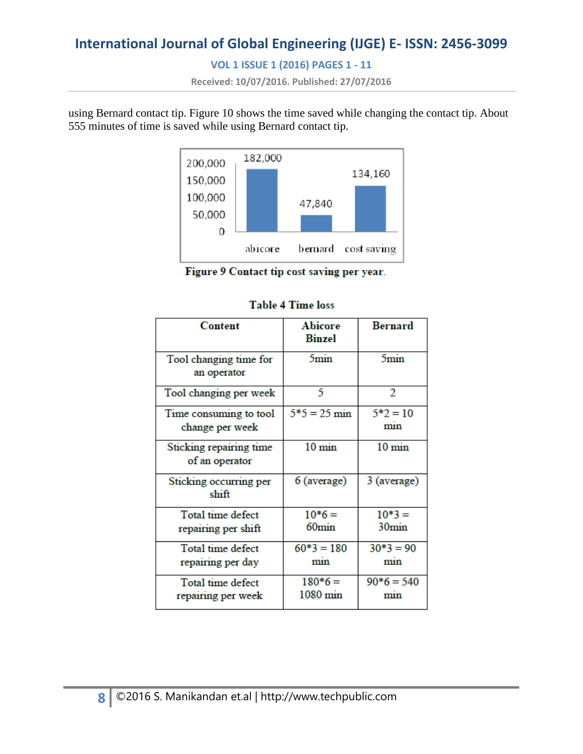using Bernard contact tip. Figure 10 shows the time saved while changing the contact tip. About 555 minutes of time is saved while using Bernard contact tip.

**Figure 9 Contact tip cost saving per year.**

**Table 4 Time loss**

| Content | Abicore Binzel | Bernard |
|---|---|---|
| Tool changing time for an operator | 5min | 5min |
| Tool changing per week | 5 | 2 |
| Time consuming to tool change per week | 5*5 = 25 min | 5*2 = 10 min |
| Sticking repairing time of an operator | 10 min | 10 min |
| Sticking occurring per shift | 6 (average) | 3 (average) |
| Total time defect repairing per shift | 10*6 = 60min | 10*3 = 30min |
| Total time defect repairing per day | 60*3 = 180 min | 30*3 = 90 min |
| Total time defect repairing per week | 180*6 = 1080 min | 90*6 = 540 min |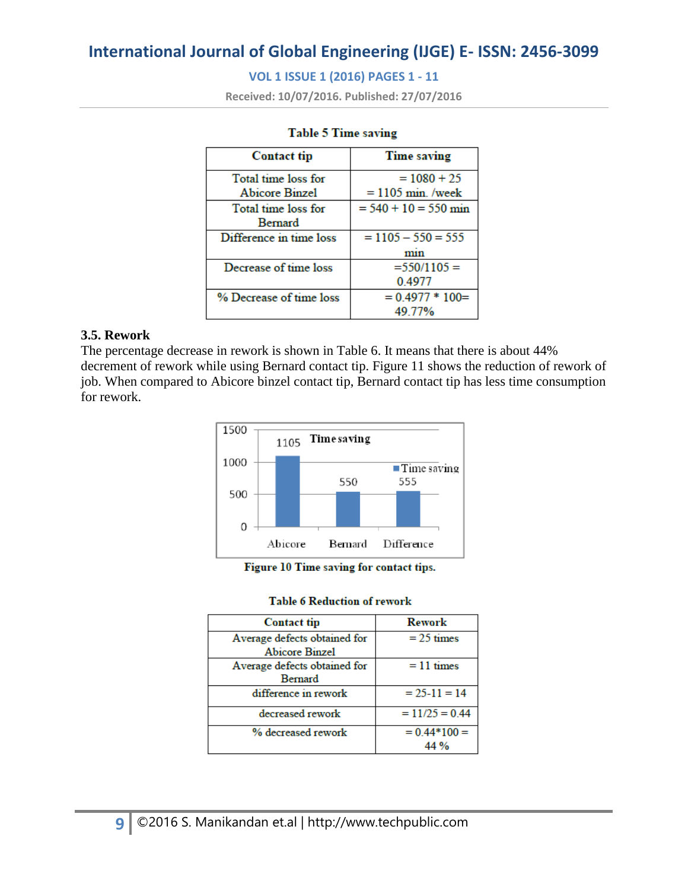Table 5 Time saving

| Contact tip | Time saving |
| --- | --- |
| Total time loss for Abicore Binzel | = 1080 + 25 = 1105 min. /week |
| Total time loss for Bernard | = 540 + 10 = 550 min |
| Difference in time loss | = 1105 – 550 = 555 min |
| Decrease of time loss | =550/1105 = 0.4977 |
| % Decrease of time loss | = 0.4977 * 100= 49.77% |

### 3.5. Rework

The percentage decrease in rework is shown in Table 6. It means that there is about 44% decrement of rework while using Bernard contact tip. Figure 11 shows the reduction of rework of job. When compared to Abicore binzel contact tip, Bernard contact tip has less time consumption for rework.

Figure 10 Time saving for contact tips.

Table 6 Reduction of rework

| Contact tip | Rework |
| --- | --- |
| Average defects obtained for Abicore Binzel | = 25 times |
| Average defects obtained for Bernard | = 11 times |
| difference in rework | = 25-11 = 14 |
| decreased rework | = 11/25 = 0.44 |
| % decreased rework | = 0.44*100 = 44 % |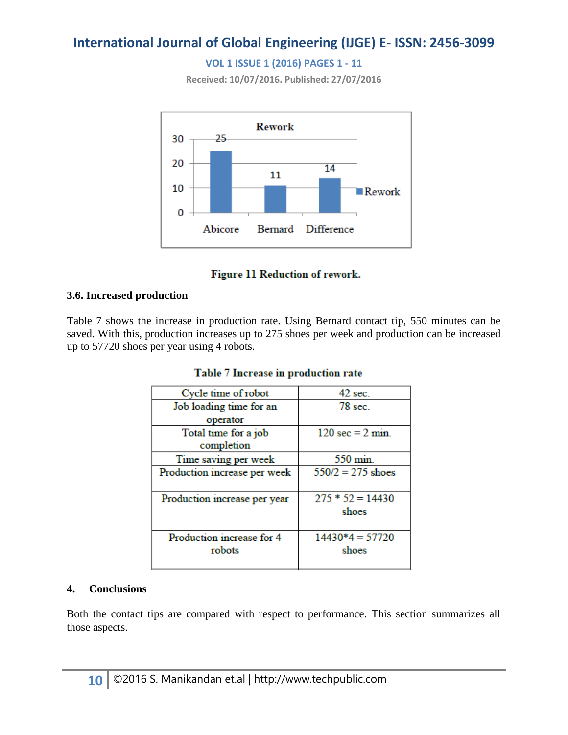Figure 11 Reduction of rework.

### 3.6. Increased production

Table 7 shows the increase in production rate. Using Bernard contact tip, 550 minutes can be saved. With this, production increases up to 275 shoes per week and production can be increased up to 57720 shoes per year using 4 robots.

**Table 7 Increase in production rate**

| | |
|---|---|
| Cycle time of robot | 42 sec. |
| Job loading time for an operator | 78 sec. |
| Total time for a job completion | 120 sec = 2 min. |
| Time saving per week | 550 min. |
| Production increase per week | 550/2 = 275 shoes |
| Production increase per year | 275 * 52 = 14430 shoes |
| Production increase for 4 robots | 14430*4 = 57720 shoes |

## 4. Conclusions

Both the contact tips are compared with respect to performance. This section summarizes all those aspects.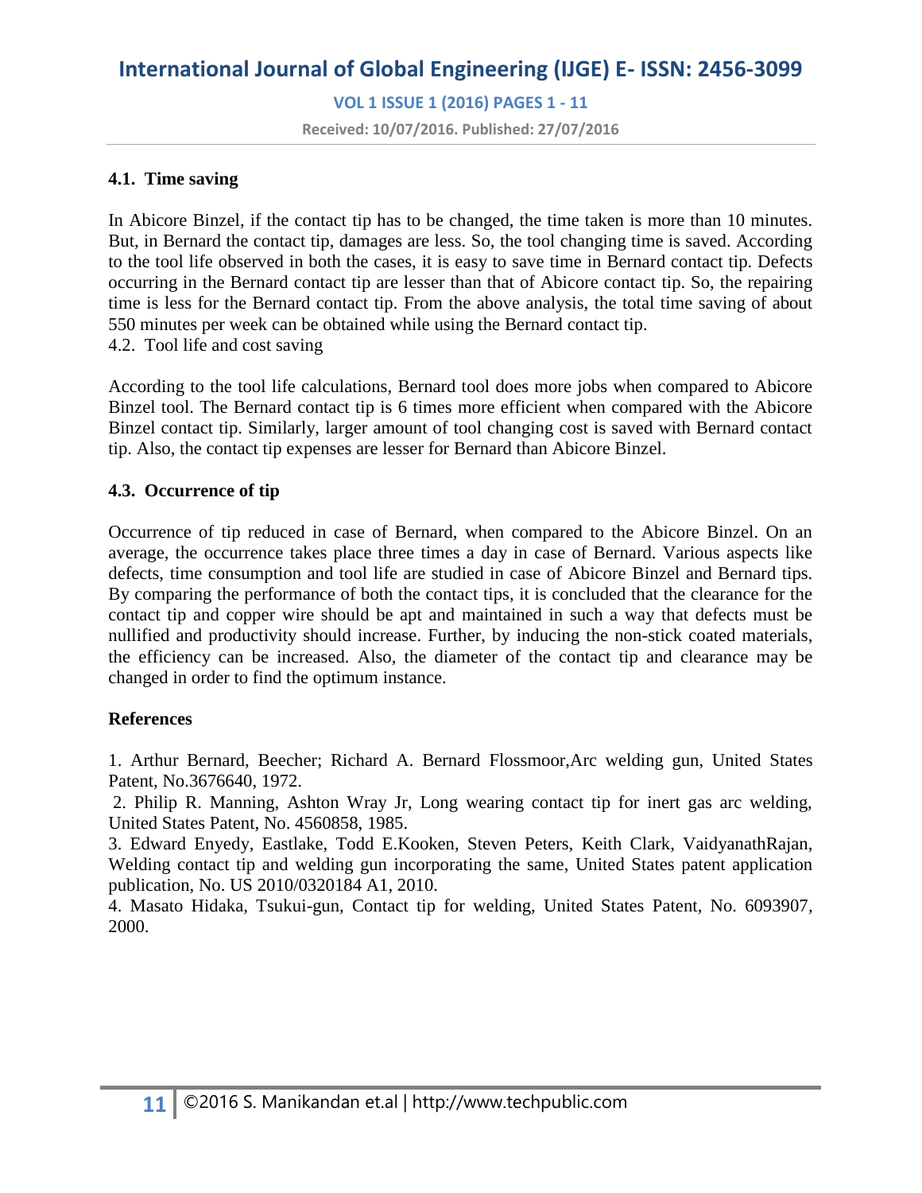### 4.1. Time saving

In Abicore Binzel, if the contact tip has to be changed, the time taken is more than 10 minutes. But, in Bernard the contact tip, damages are less. So, the tool changing time is saved. According to the tool life observed in both the cases, it is easy to save time in Bernard contact tip. Defects occurring in the Bernard contact tip are lesser than that of Abicore contact tip. So, the repairing time is less for the Bernard contact tip. From the above analysis, the total time saving of about 550 minutes per week can be obtained while using the Bernard contact tip.

4.2. Tool life and cost saving

According to the tool life calculations, Bernard tool does more jobs when compared to Abicore Binzel tool. The Bernard contact tip is 6 times more efficient when compared with the Abicore Binzel contact tip. Similarly, larger amount of tool changing cost is saved with Bernard contact tip. Also, the contact tip expenses are lesser for Bernard than Abicore Binzel.

### 4.3. Occurrence of tip

Occurrence of tip reduced in case of Bernard, when compared to the Abicore Binzel. On an average, the occurrence takes place three times a day in case of Bernard. Various aspects like defects, time consumption and tool life are studied in case of Abicore Binzel and Bernard tips. By comparing the performance of both the contact tips, it is concluded that the clearance for the contact tip and copper wire should be apt and maintained in such a way that defects must be nullified and productivity should increase. Further, by inducing the non-stick coated materials, the efficiency can be increased. Also, the diameter of the contact tip and clearance may be changed in order to find the optimum instance.

### References

1. Arthur Bernard, Beecher; Richard A. Bernard Flossmoor,Arc welding gun, United States Patent, No.3676640, 1972.
2. Philip R. Manning, Ashton Wray Jr, Long wearing contact tip for inert gas arc welding, United States Patent, No. 4560858, 1985.
3. Edward Enyedy, Eastlake, Todd E.Kooken, Steven Peters, Keith Clark, VaidyanathRajan, Welding contact tip and welding gun incorporating the same, United States patent application publication, No. US 2010/0320184 A1, 2010.
4. Masato Hidaka, Tsukui-gun, Contact tip for welding, United States Patent, No. 6093907, 2000.